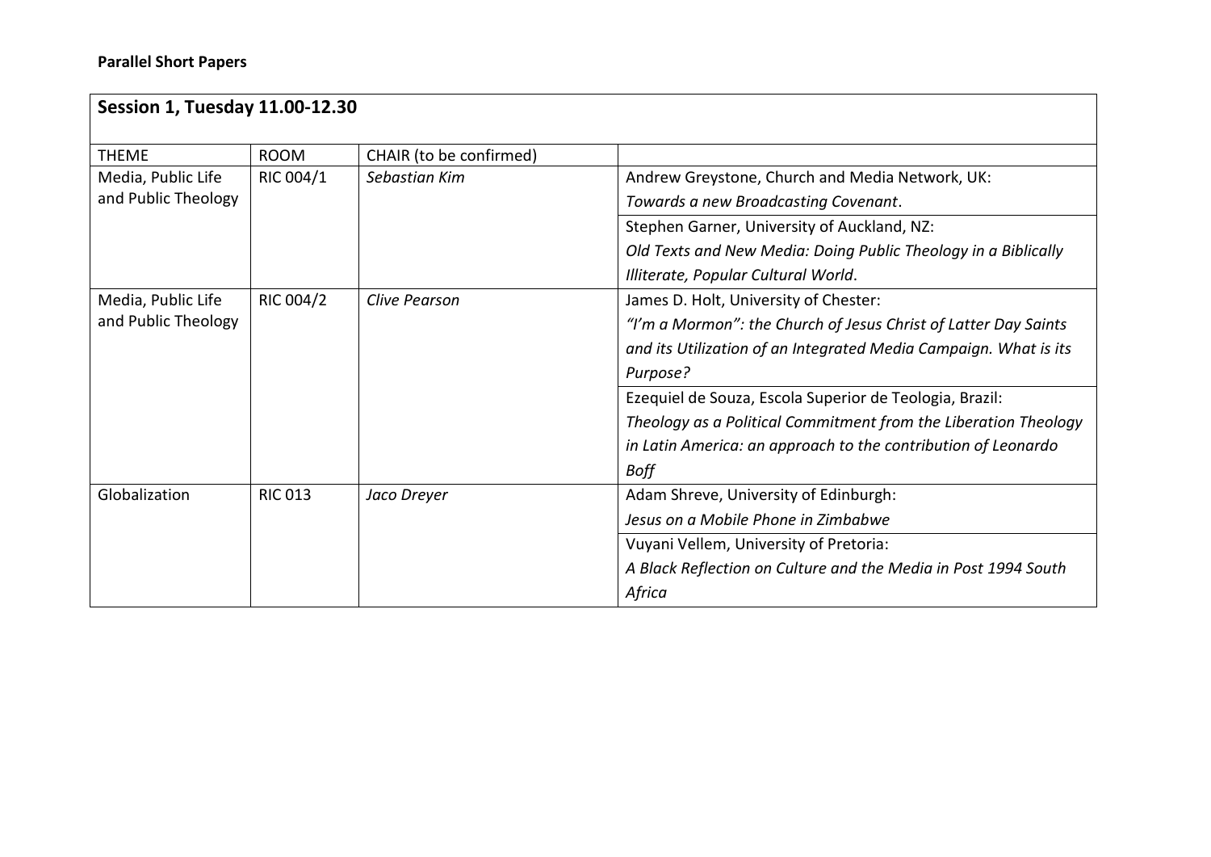**Parallel Short Papers**

**Session 1, Tuesday 11.00-12.30**

| THEME | ROOM | CHAIR (to be confirmed) | |
|---|---|---|---|
| Media, Public Life and Public Theology | RIC 004/1 | *Sebastian Kim* | Andrew Greystone, Church and Media Network, UK: *Towards a new Broadcasting Covenant*. |
| | | | Stephen Garner, University of Auckland, NZ: *Old Texts and New Media: Doing Public Theology in a Biblically Illiterate, Popular Cultural World*. |
| Media, Public Life and Public Theology | RIC 004/2 | *Clive Pearson* | James D. Holt, University of Chester: *"I'm a Mormon": the Church of Jesus Christ of Latter Day Saints and its Utilization of an Integrated Media Campaign. What is its Purpose?* |
| | | | Ezequiel de Souza, Escola Superior de Teologia, Brazil: *Theology as a Political Commitment from the Liberation Theology in Latin America: an approach to the contribution of Leonardo Boff* |
| Globalization | RIC 013 | *Jaco Dreyer* | Adam Shreve, University of Edinburgh: *Jesus on a Mobile Phone in Zimbabwe* |
| | | | Vuyani Vellem, University of Pretoria: *A Black Reflection on Culture and the Media in Post 1994 South Africa* |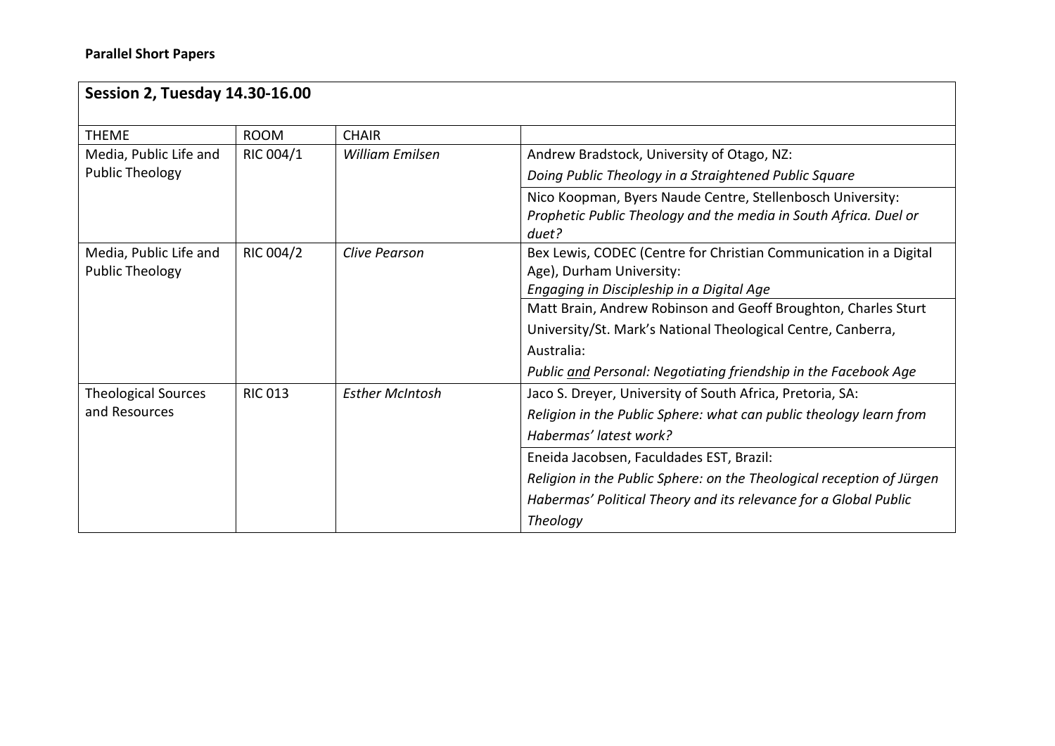**Parallel Short Papers**

| **Session 2, Tuesday 14.30-16.00** | | | |
|---|---|---|---|
| THEME | ROOM | CHAIR | |
| Media, Public Life and Public Theology | RIC 004/1 | *William Emilsen* | Andrew Bradstock, University of Otago, NZ: *Doing Public Theology in a Straightened Public Square* |
| | | | Nico Koopman, Byers Naude Centre, Stellenbosch University: *Prophetic Public Theology and the media in South Africa. Duel or duet?* |
| Media, Public Life and Public Theology | RIC 004/2 | *Clive Pearson* | Bex Lewis, CODEC (Centre for Christian Communication in a Digital Age), Durham University: *Engaging in Discipleship in a Digital Age* |
| | | | Matt Brain, Andrew Robinson and Geoff Broughton, Charles Sturt University/St. Mark's National Theological Centre, Canberra, Australia: *Public <u>and</u> Personal: Negotiating friendship in the Facebook Age* |
| Theological Sources and Resources | RIC 013 | *Esther McIntosh* | Jaco S. Dreyer, University of South Africa, Pretoria, SA: *Religion in the Public Sphere: what can public theology learn from Habermas' latest work?* |
| | | | Eneida Jacobsen, Faculdades EST, Brazil: *Religion in the Public Sphere: on the Theological reception of Jürgen Habermas' Political Theory and its relevance for a Global Public Theology* |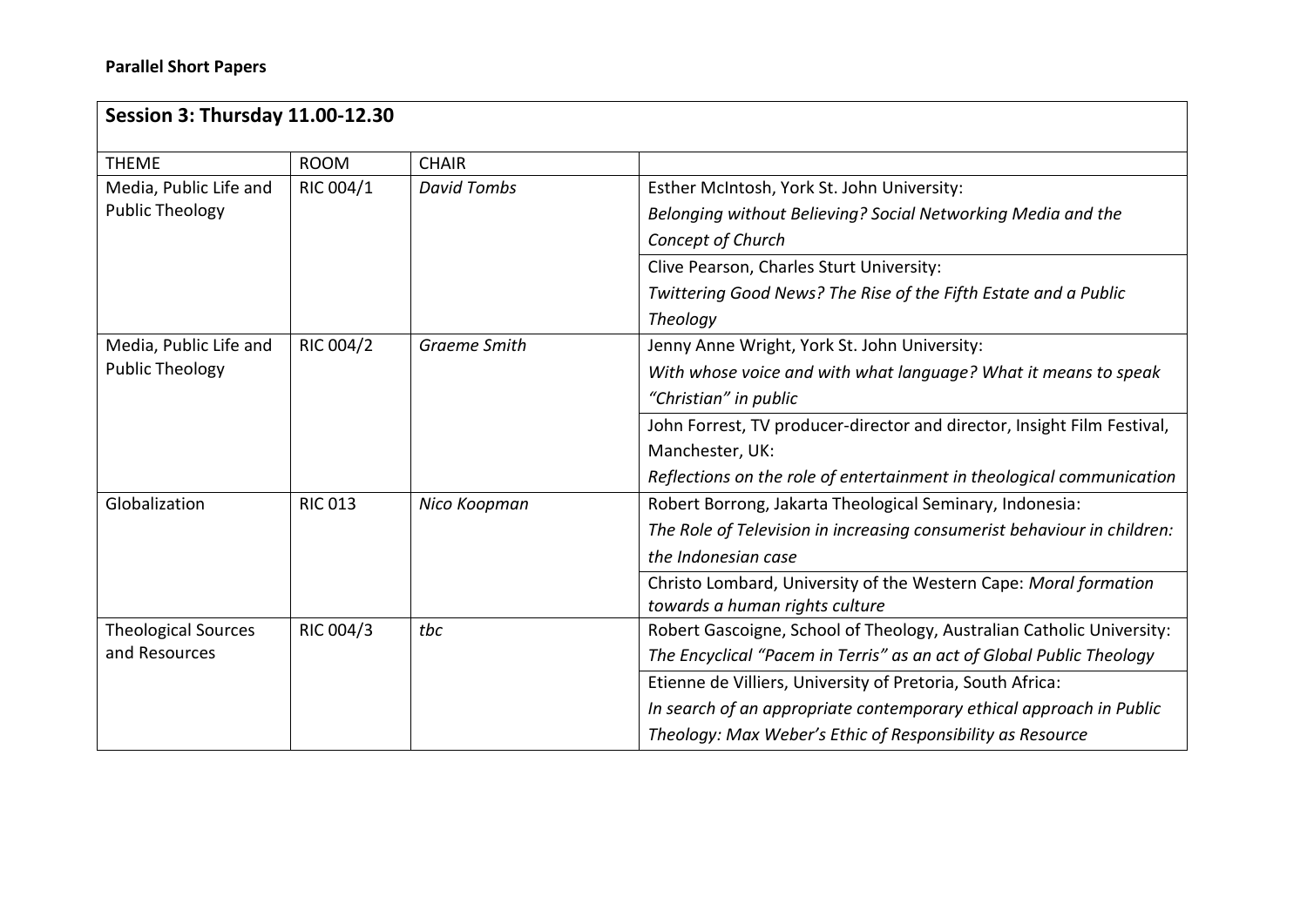**Parallel Short Papers**

| **Session 3: Thursday 11.00-12.30** | | | |
|---|---|---|---|
| THEME | ROOM | CHAIR | |
| Media, Public Life and Public Theology | RIC 004/1 | *David Tombs* | Esther McIntosh, York St. John University: *Belonging without Believing? Social Networking Media and the Concept of Church* |
| | | | Clive Pearson, Charles Sturt University: *Twittering Good News? The Rise of the Fifth Estate and a Public Theology* |
| Media, Public Life and Public Theology | RIC 004/2 | *Graeme Smith* | Jenny Anne Wright, York St. John University: *With whose voice and with what language? What it means to speak "Christian" in public* |
| | | | John Forrest, TV producer-director and director, Insight Film Festival, Manchester, UK: *Reflections on the role of entertainment in theological communication* |
| Globalization | RIC 013 | *Nico Koopman* | Robert Borrong, Jakarta Theological Seminary, Indonesia: *The Role of Television in increasing consumerist behaviour in children: the Indonesian case* |
| | | | Christo Lombard, University of the Western Cape: *Moral formation towards a human rights culture* |
| Theological Sources and Resources | RIC 004/3 | *tbc* | Robert Gascoigne, School of Theology, Australian Catholic University: *The Encyclical "Pacem in Terris" as an act of Global Public Theology* |
| | | | Etienne de Villiers, University of Pretoria, South Africa: *In search of an appropriate contemporary ethical approach in Public Theology: Max Weber's Ethic of Responsibility as Resource* |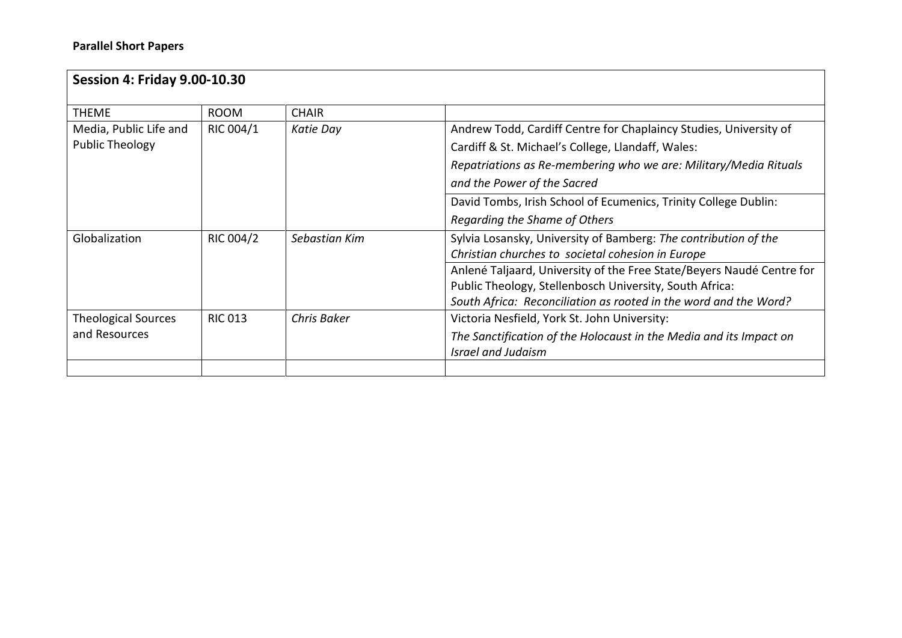**Parallel Short Papers**

| Session 4: Friday 9.00-10.30 | | | |
|---|---|---|---|
| THEME | ROOM | CHAIR | |
| Media, Public Life and Public Theology | RIC 004/1 | *Katie Day* | Andrew Todd, Cardiff Centre for Chaplaincy Studies, University of Cardiff & St. Michael's College, Llandaff, Wales: *Repatriations as Re-membering who we are: Military/Media Rituals and the Power of the Sacred* |
| | | | David Tombs, Irish School of Ecumenics, Trinity College Dublin: *Regarding the Shame of Others* |
| Globalization | RIC 004/2 | *Sebastian Kim* | Sylvia Losansky, University of Bamberg: *The contribution of the Christian churches to societal cohesion in Europe* |
| | | | Anlené Taljaard, University of the Free State/Beyers Naudé Centre for Public Theology, Stellenbosch University, South Africa: *South Africa: Reconciliation as rooted in the word and the Word?* |
| Theological Sources and Resources | RIC 013 | *Chris Baker* | Victoria Nesfield, York St. John University: *The Sanctification of the Holocaust in the Media and its Impact on Israel and Judaism* |
| | | | |